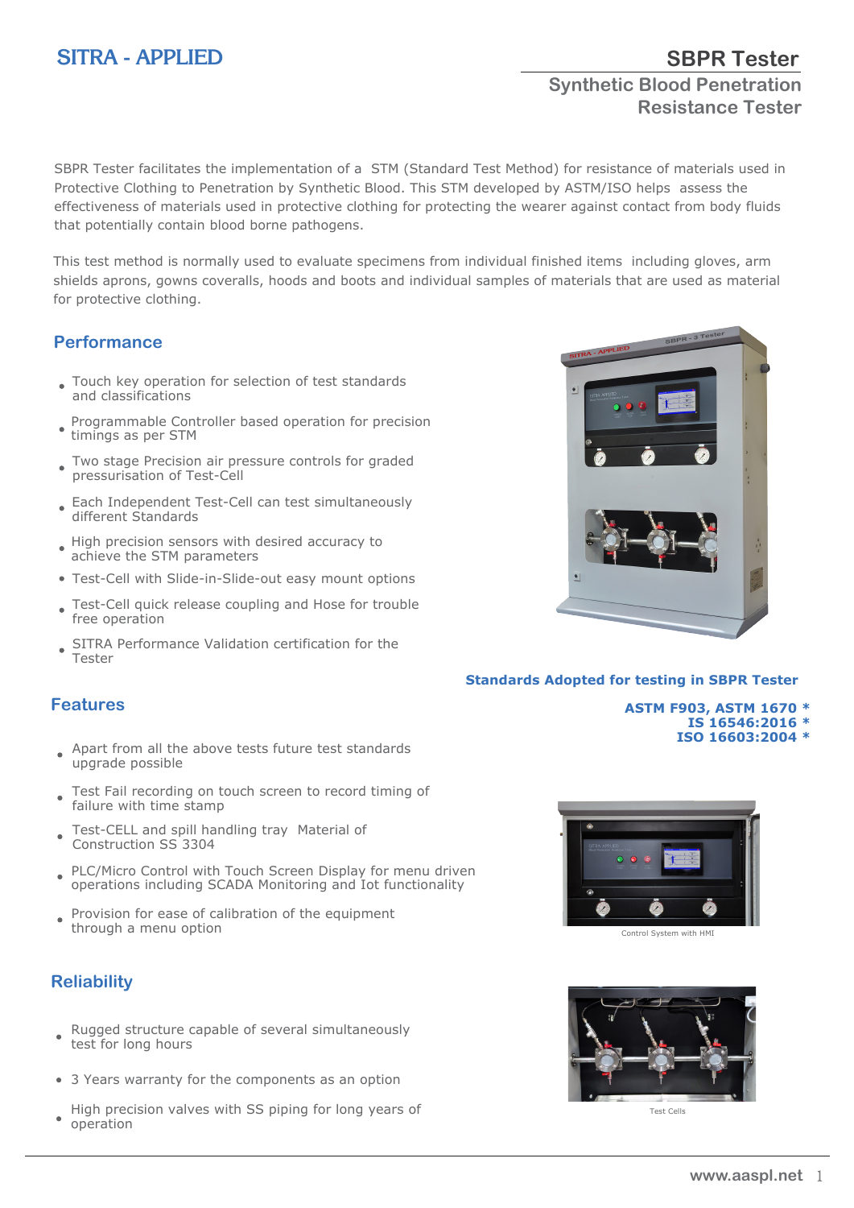SITRA - APPLIED

# SBPR Tester

## Synthetic Blood Penetration Resistance Tester

SBPR Tester facilitates the implementation of a STM (Standard Test Method) for resistance of materials used in Protective Clothing to Penetration by Synthetic Blood. This STM developed by ASTM/ISO helps assess the effectiveness of materials used in protective clothing for protecting the wearer against contact from body fluids that potentially contain blood borne pathogens.

This test method is normally used to evaluate specimens from individual finished items including gloves, arm shields aprons, gowns coveralls, hoods and boots and individual samples of materials that are used as material for protective clothing.

### Performance

- Touch key operation for selection of test standards and classifications
- Programmable Controller based operation for precision timings as per STM
- Two stage Precision air pressure controls for graded pressurisation of Test-Cell
- Each Independent Test-Cell can test simultaneously different Standards
- High precision sensors with desired accuracy to achieve the STM parameters
- Test-Cell with Slide-in-Slide-out easy mount options
- Test-Cell quick release coupling and Hose for trouble free operation
- SITRA Performance Validation certification for the Tester

**Standards Adopted for testing in SBPR Tester**

**ASTM F903, ASTM 1670 \***
**IS 16546:2016 \***
**ISO 16603:2004 \***

### Features

- Apart from all the above tests future test standards upgrade possible
- Test Fail recording on touch screen to record timing of failure with time stamp
- Test-CELL and spill handling tray Material of Construction SS 3304
- PLC/Micro Control with Touch Screen Display for menu driven operations including SCADA Monitoring and Iot functionality
- Provision for ease of calibration of the equipment through a menu option

Control System with HMI

### Reliability

- Rugged structure capable of several simultaneously test for long hours
- 3 Years warranty for the components as an option
- High precision valves with SS piping for long years of operation

Test Cells

www.aaspl.net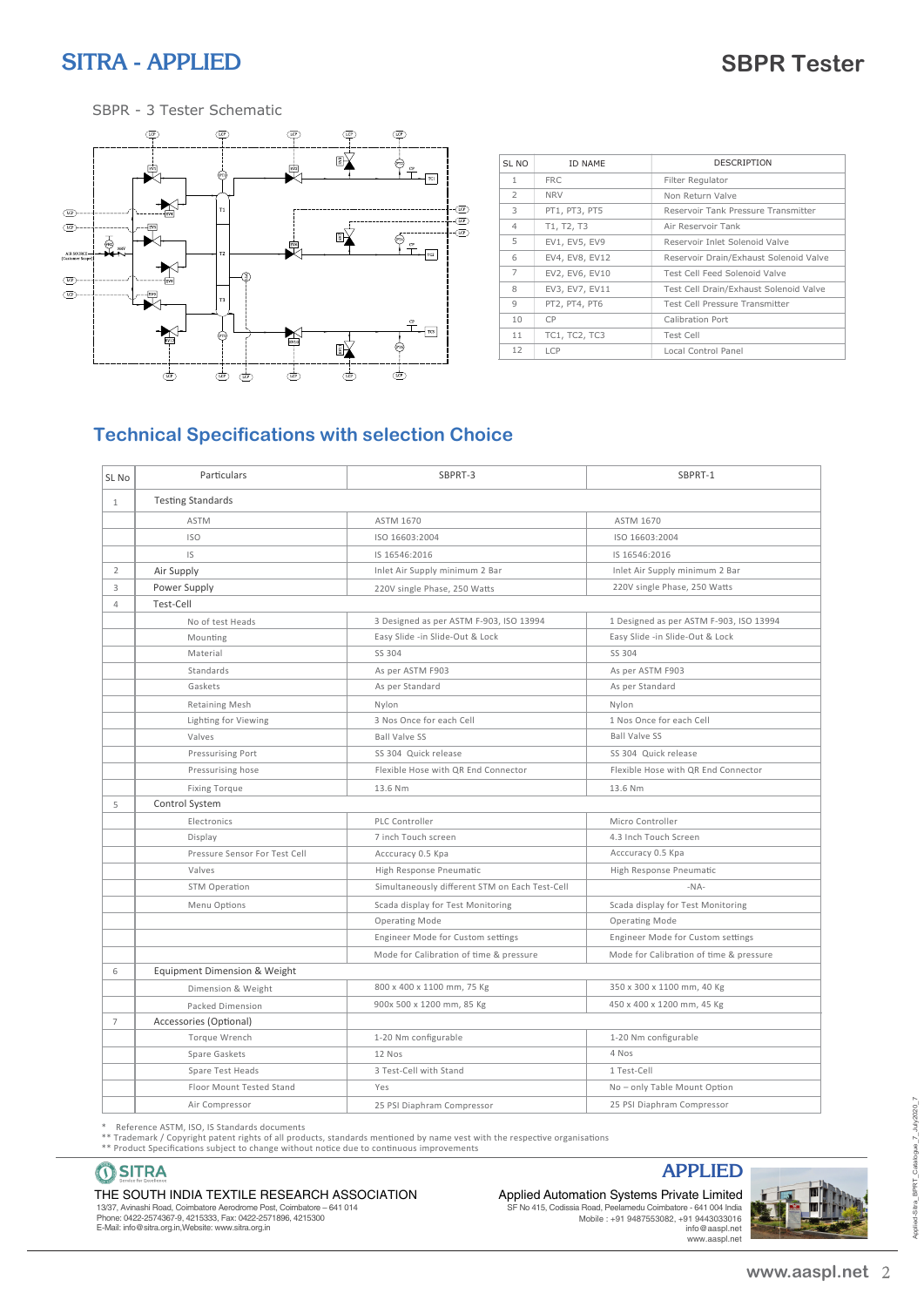# SITRA - APPLIED

# SBPR Tester

SBPR - 3 Tester Schematic

| SL NO | ID NAME | DESCRIPTION |
|---|---|---|
| 1 | FRC | Filter Regulator |
| 2 | NRV | Non Return Valve |
| 3 | PT1, PT3, PT5 | Reservoir Tank Pressure Transmitter |
| 4 | T1, T2, T3 | Air Reservoir Tank |
| 5 | EV1, EV5, EV9 | Reservoir Inlet Solenoid Valve |
| 6 | EV4, EV8, EV12 | Reservoir Drain/Exhaust Solenoid Valve |
| 7 | EV2, EV6, EV10 | Test Cell Feed Solenoid Valve |
| 8 | EV3, EV7, EV11 | Test Cell Drain/Exhaust Solenoid Valve |
| 9 | PT2, PT4, PT6 | Test Cell Pressure Transmitter |
| 10 | CP | Calibration Port |
| 11 | TC1, TC2, TC3 | Test Cell |
| 12 | LCP | Local Control Panel |

## Technical Specifications with selection Choice

| SL No | Particulars | SBPRT-3 | SBPRT-1 |
|---|---|---|---|
| 1 | Testing Standards | | |
| | ASTM | ASTM 1670 | ASTM 1670 |
| | ISO | ISO 16603:2004 | ISO 16603:2004 |
| | IS | IS 16546:2016 | IS 16546:2016 |
| 2 | Air Supply | Inlet Air Supply minimum 2 Bar | Inlet Air Supply minimum 2 Bar |
| 3 | Power Supply | 220V single Phase, 250 Watts | 220V single Phase, 250 Watts |
| 4 | Test-Cell | | |
| | No of test Heads | 3 Designed as per ASTM F-903, ISO 13994 | 1 Designed as per ASTM F-903, ISO 13994 |
| | Mounting | Easy Slide -in Slide-Out & Lock | Easy Slide -in Slide-Out & Lock |
| | Material | SS 304 | SS 304 |
| | Standards | As per ASTM F903 | As per ASTM F903 |
| | Gaskets | As per Standard | As per Standard |
| | Retaining Mesh | Nylon | Nylon |
| | Lighting for Viewing | 3 Nos Once for each Cell | 1 Nos Once for each Cell |
| | Valves | Ball Valve SS | Ball Valve SS |
| | Pressurising Port | SS 304 Quick release | SS 304 Quick release |
| | Pressurising hose | Flexible Hose with QR End Connector | Flexible Hose with QR End Connector |
| | Fixing Torque | 13.6 Nm | 13.6 Nm |
| 5 | Control System | | |
| | Electronics | PLC Controller | Micro Controller |
| | Display | 7 inch Touch screen | 4.3 Inch Touch Screen |
| | Pressure Sensor For Test Cell | Acccuracy 0.5 Kpa | Acccuracy 0.5 Kpa |
| | Valves | High Response Pneumatic | High Response Pneumatic |
| | STM Operation | Simultaneously different STM on Each Test-Cell | -NA- |
| | Menu Options | Scada display for Test Monitoring | Scada display for Test Monitoring |
| | | Operating Mode | Operating Mode |
| | | Engineer Mode for Custom settings | Engineer Mode for Custom settings |
| | | Mode for Calibration of time & pressure | Mode for Calibration of time & pressure |
| 6 | Equipment Dimension & Weight | | |
| | Dimension & Weight | 800 x 400 x 1100 mm, 75 Kg | 350 x 300 x 1100 mm, 40 Kg |
| | Packed Dimension | 900x 500 x 1200 mm, 85 Kg | 450 x 400 x 1200 mm, 45 Kg |
| 7 | Accessories (Optional) | | |
| | Torque Wrench | 1-20 Nm configurable | 1-20 Nm configurable |
| | Spare Gaskets | 12 Nos | 4 Nos |
| | Spare Test Heads | 3 Test-Cell with Stand | 1 Test-Cell |
| | Floor Mount Tested Stand | Yes | No – only Table Mount Option |
| | Air Compressor | 25 PSI Diaphram Compressor | 25 PSI Diaphram Compressor |

\* Reference ASTM, ISO, IS Standards documents
** Trademark / Copyright patent rights of all products, standards mentioned by name vest with the respective organisations
** Product Specifications subject to change without notice due to continuous improvements

**SITRA**

THE SOUTH INDIA TEXTILE RESEARCH ASSOCIATION
13/37, Avinashi Road, Coimbatore Aerodrome Post, Coimbatore – 641 014
Phone: 0422-2574367-9, 4215333, Fax: 0422-2571896, 4215300
E-Mail: info@sitra.org.in,Website: www.sitra.org.in

**APPLIED**

Applied Automation Systems Private Limited
SF No 415, Codissia Road, Peelamedu Coimbatore - 641 004 India
Mobile : +91 9487553082, +91 9443033016
info@aaspl.net
www.aaspl.net

www.aaspl.net